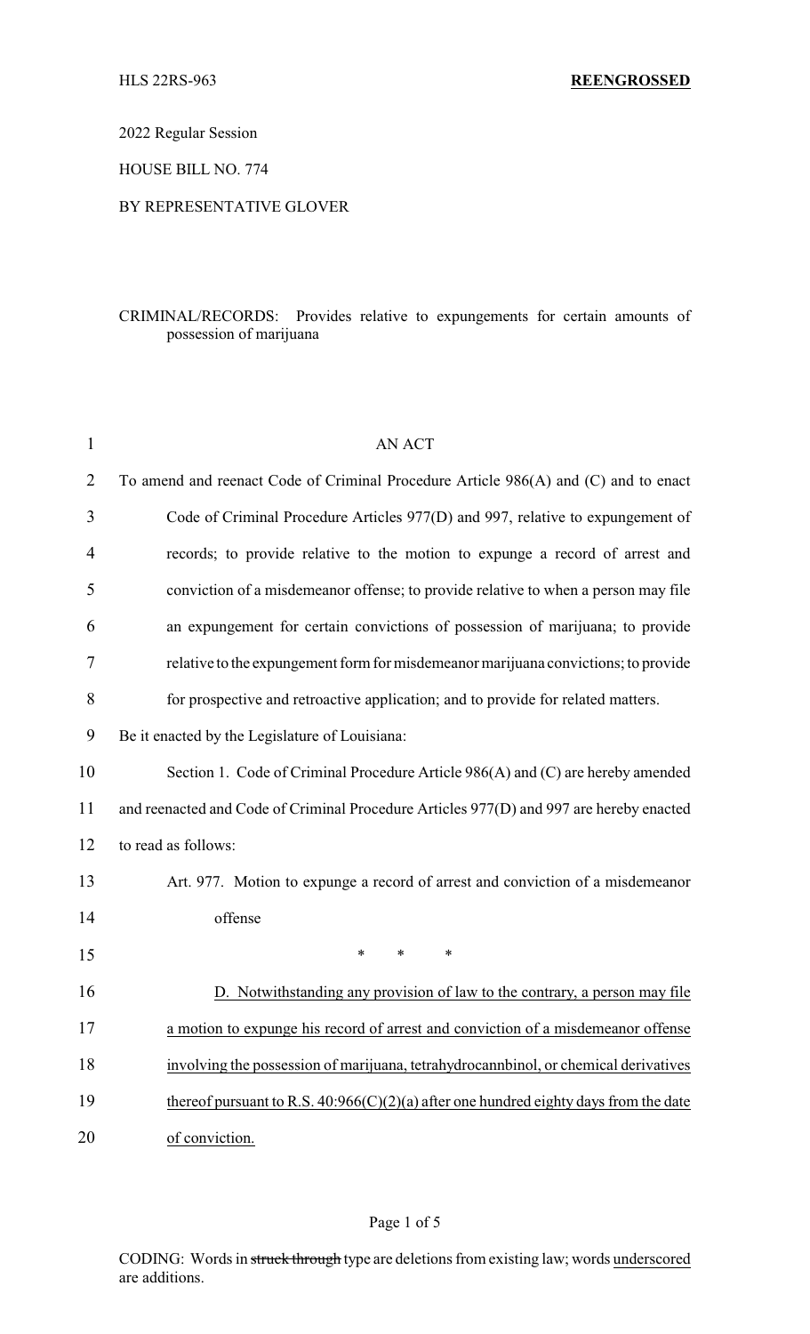HLS 22RS-963 **REENGROSSED**

2022 Regular Session

HOUSE BILL NO. 774

BY REPRESENTATIVE GLOVER

CRIMINAL/RECORDS: Provides relative to expungements for certain amounts of possession of marijuana

AN ACT

To amend and reenact Code of Criminal Procedure Article 986(A) and (C) and to enact Code of Criminal Procedure Articles 977(D) and 997, relative to expungement of records; to provide relative to the motion to expunge a record of arrest and conviction of a misdemeanor offense; to provide relative to when a person may file an expungement for certain convictions of possession of marijuana; to provide relative to the expungement form for misdemeanor marijuana convictions; to provide for prospective and retroactive application; and to provide for related matters.

Be it enacted by the Legislature of Louisiana:

Section 1. Code of Criminal Procedure Article 986(A) and (C) are hereby amended and reenacted and Code of Criminal Procedure Articles 977(D) and 997 are hereby enacted to read as follows:

Art. 977. Motion to expunge a record of arrest and conviction of a misdemeanor offense

\* \* \*

<u>D. Notwithstanding any provision of law to the contrary, a person may file a motion to expunge his record of arrest and conviction of a misdemeanor offense involving the possession of marijuana, tetrahydrocannbinol, or chemical derivatives thereof pursuant to R.S. 40:966(C)(2)(a) after one hundred eighty days from the date of conviction.</u>

CODING: Words in ~~struck through~~ type are deletions from existing law; words <u>underscored</u> are additions.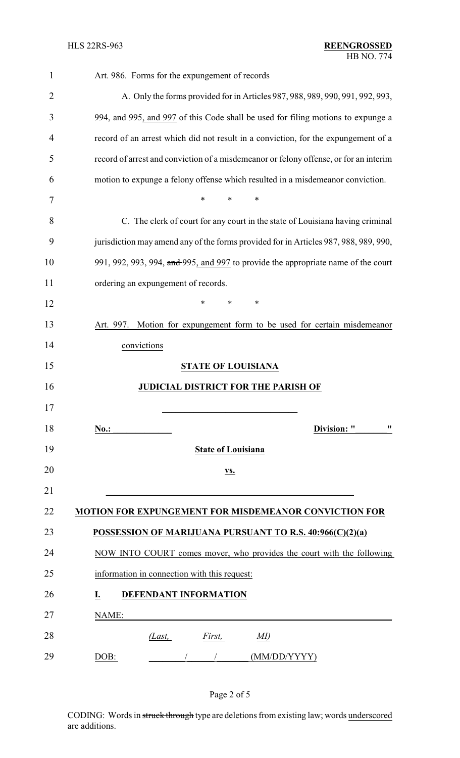Art. 986. Forms for the expungement of records

A. Only the forms provided for in Articles 987, 988, 989, 990, 991, 992, 993, 994, ~~and~~ 995, and 997 of this Code shall be used for filing motions to expunge a record of an arrest which did not result in a conviction, for the expungement of a record of arrest and conviction of a misdemeanor or felony offense, or for an interim motion to expunge a felony offense which resulted in a misdemeanor conviction.

\* \* \*

C. The clerk of court for any court in the state of Louisiana having criminal jurisdiction may amend any of the forms provided for in Articles 987, 988, 989, 990, 991, 992, 993, 994, ~~and~~ 995, and 997 to provide the appropriate name of the court ordering an expungement of records.

\* \* \*

Art. 997. Motion for expungement form to be used for certain misdemeanor convictions

**STATE OF LOUISIANA**

**JUDICIAL DISTRICT FOR THE PARISH OF**

______________________________

**No.:** ______________ **Division: "_______"**

**State of Louisiana**

**vs.**

______________________________________________________

**MOTION FOR EXPUNGEMENT FOR MISDEMEANOR CONVICTION FOR POSSESSION OF MARIJUANA PURSUANT TO R.S. 40:966(C)(2)(a)**

NOW INTO COURT comes mover, who provides the court with the following information in connection with this request:

**I. DEFENDANT INFORMATION**

NAME: ______________________________________________

*(Last, First, MI)*

DOB: ________/______/_______(MM/DD/YYYY)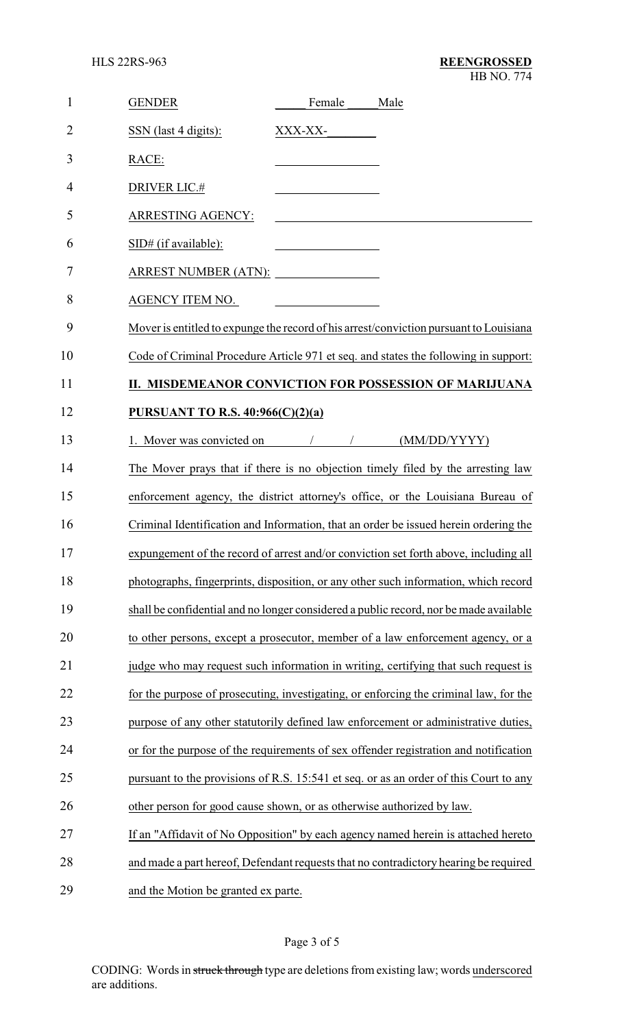GENDER _____ Female _____ Male

SSN (last 4 digits): XXX-XX-________

RACE: ________________

DRIVER LIC.# ________________

ARRESTING AGENCY: ________________________________________

SID# (if available): ________________

ARREST NUMBER (ATN): ________________

AGENCY ITEM NO. ________________

Mover is entitled to expunge the record of his arrest/conviction pursuant to Louisiana Code of Criminal Procedure Article 971 et seq. and states the following in support:

**II. MISDEMEANOR CONVICTION FOR POSSESSION OF MARIJUANA PURSUANT TO R.S. 40:966(C)(2)(a)**

1. Mover was convicted on ____/____/____ (MM/DD/YYYY)

The Mover prays that if there is no objection timely filed by the arresting law enforcement agency, the district attorney's office, or the Louisiana Bureau of Criminal Identification and Information, that an order be issued herein ordering the expungement of the record of arrest and/or conviction set forth above, including all photographs, fingerprints, disposition, or any other such information, which record shall be confidential and no longer considered a public record, nor be made available to other persons, except a prosecutor, member of a law enforcement agency, or a judge who may request such information in writing, certifying that such request is for the purpose of prosecuting, investigating, or enforcing the criminal law, for the purpose of any other statutorily defined law enforcement or administrative duties, or for the purpose of the requirements of sex offender registration and notification pursuant to the provisions of R.S. 15:541 et seq. or as an order of this Court to any other person for good cause shown, or as otherwise authorized by law.

If an "Affidavit of No Opposition" by each agency named herein is attached hereto and made a part hereof, Defendant requests that no contradictory hearing be required and the Motion be granted ex parte.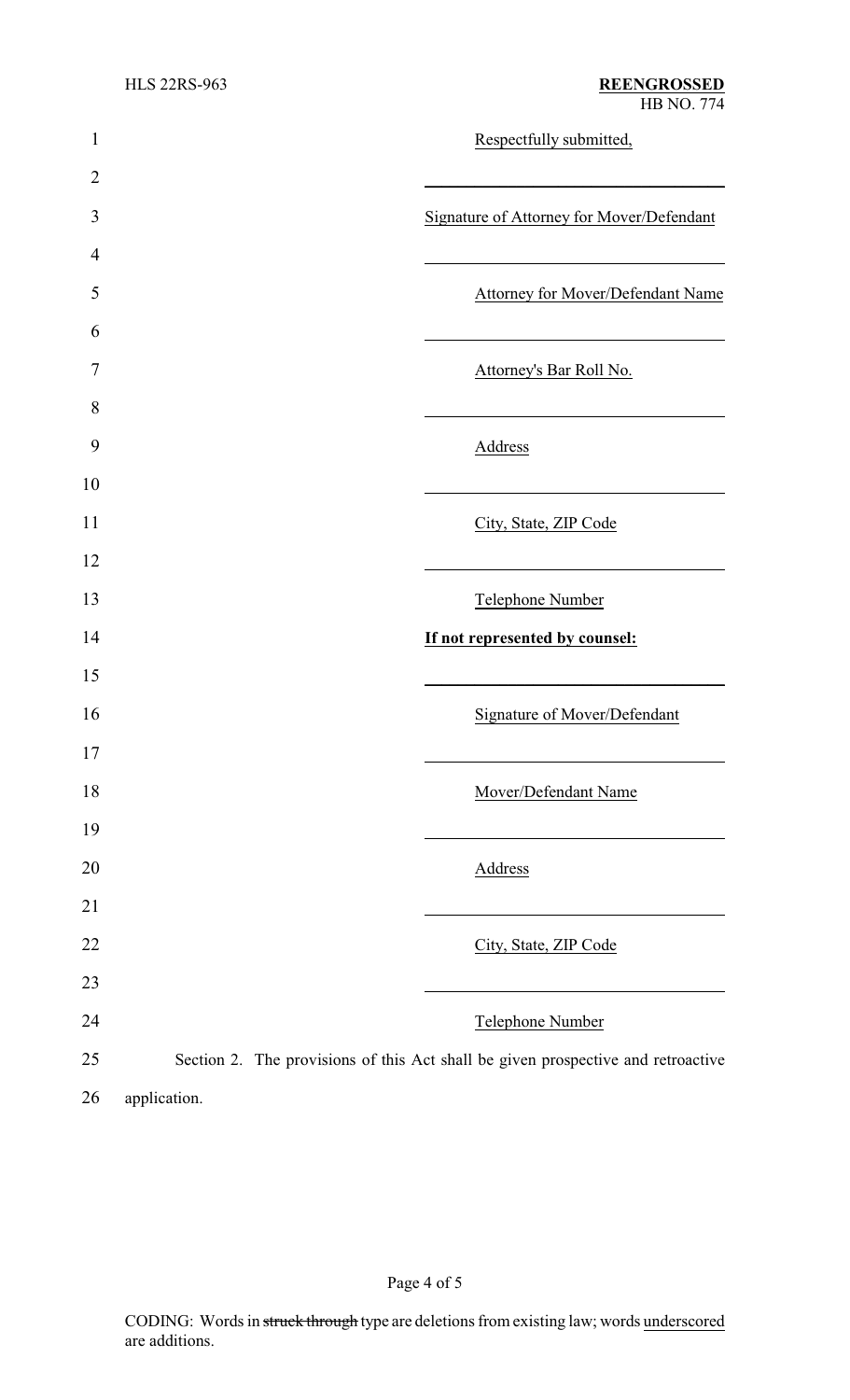Respectfully submitted,

\_\_\_\_\_\_\_\_\_\_\_\_\_\_\_\_\_\_\_\_\_\_\_\_\_\_\_\_\_\_\_\_\_\_

Signature of Attorney for Mover/Defendant

\_\_\_\_\_\_\_\_\_\_\_\_\_\_\_\_\_\_\_\_\_\_\_\_\_\_\_\_\_\_\_\_\_\_

Attorney for Mover/Defendant Name

\_\_\_\_\_\_\_\_\_\_\_\_\_\_\_\_\_\_\_\_\_\_\_\_\_\_\_\_\_\_\_\_\_\_

Attorney's Bar Roll No.

\_\_\_\_\_\_\_\_\_\_\_\_\_\_\_\_\_\_\_\_\_\_\_\_\_\_\_\_\_\_\_\_\_\_

Address

\_\_\_\_\_\_\_\_\_\_\_\_\_\_\_\_\_\_\_\_\_\_\_\_\_\_\_\_\_\_\_\_\_\_

City, State, ZIP Code

\_\_\_\_\_\_\_\_\_\_\_\_\_\_\_\_\_\_\_\_\_\_\_\_\_\_\_\_\_\_\_\_\_\_

Telephone Number

**If not represented by counsel:**

\_\_\_\_\_\_\_\_\_\_\_\_\_\_\_\_\_\_\_\_\_\_\_\_\_\_\_\_\_\_\_\_\_\_

Signature of Mover/Defendant

\_\_\_\_\_\_\_\_\_\_\_\_\_\_\_\_\_\_\_\_\_\_\_\_\_\_\_\_\_\_\_\_\_\_

Mover/Defendant Name

\_\_\_\_\_\_\_\_\_\_\_\_\_\_\_\_\_\_\_\_\_\_\_\_\_\_\_\_\_\_\_\_\_\_

Address

\_\_\_\_\_\_\_\_\_\_\_\_\_\_\_\_\_\_\_\_\_\_\_\_\_\_\_\_\_\_\_\_\_\_

City, State, ZIP Code

\_\_\_\_\_\_\_\_\_\_\_\_\_\_\_\_\_\_\_\_\_\_\_\_\_\_\_\_\_\_\_\_\_\_

Telephone Number

Section 2. The provisions of this Act shall be given prospective and retroactive application.

CODING: Words in ~~struck through~~ type are deletions from existing law; words underscored are additions.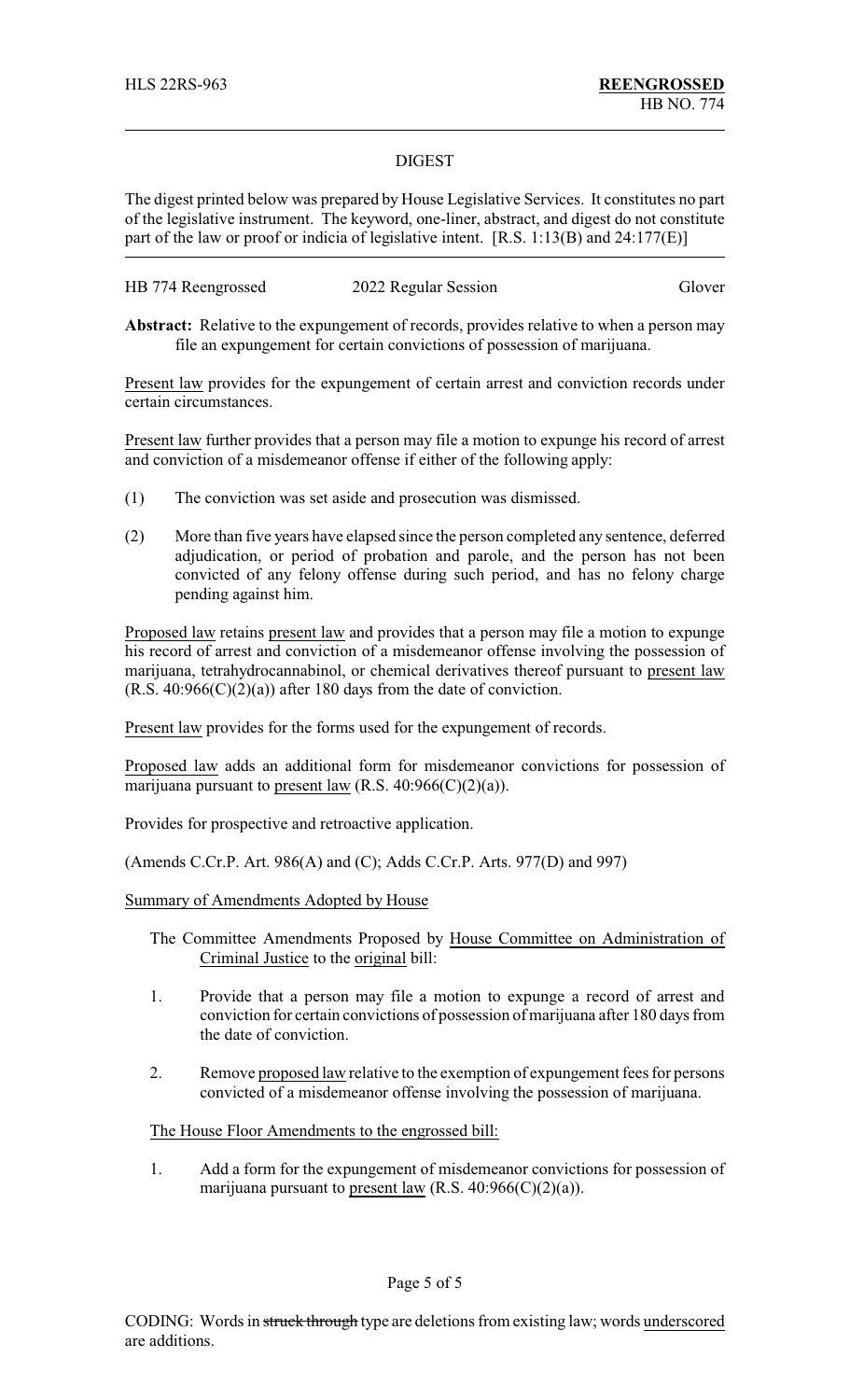HLS 22RS-963

**REENGROSSED**
HB NO. 774

## DIGEST

The digest printed below was prepared by House Legislative Services. It constitutes no part of the legislative instrument. The keyword, one-liner, abstract, and digest do not constitute part of the law or proof or indicia of legislative intent. [R.S. 1:13(B) and 24:177(E)]

HB 774 Reengrossed — 2022 Regular Session — Glover

**Abstract:** Relative to the expungement of records, provides relative to when a person may file an expungement for certain convictions of possession of marijuana.

Present law provides for the expungement of certain arrest and conviction records under certain circumstances.

Present law further provides that a person may file a motion to expunge his record of arrest and conviction of a misdemeanor offense if either of the following apply:

(1) The conviction was set aside and prosecution was dismissed.

(2) More than five years have elapsed since the person completed any sentence, deferred adjudication, or period of probation and parole, and the person has not been convicted of any felony offense during such period, and has no felony charge pending against him.

Proposed law retains present law and provides that a person may file a motion to expunge his record of arrest and conviction of a misdemeanor offense involving the possession of marijuana, tetrahydrocannabinol, or chemical derivatives thereof pursuant to present law (R.S. 40:966(C)(2)(a)) after 180 days from the date of conviction.

Present law provides for the forms used for the expungement of records.

Proposed law adds an additional form for misdemeanor convictions for possession of marijuana pursuant to present law (R.S. 40:966(C)(2)(a)).

Provides for prospective and retroactive application.

(Amends C.Cr.P. Art. 986(A) and (C); Adds C.Cr.P. Arts. 977(D) and 997)

Summary of Amendments Adopted by House

The Committee Amendments Proposed by House Committee on Administration of Criminal Justice to the original bill:

1. Provide that a person may file a motion to expunge a record of arrest and conviction for certain convictions of possession of marijuana after 180 days from the date of conviction.

2. Remove proposed law relative to the exemption of expungement fees for persons convicted of a misdemeanor offense involving the possession of marijuana.

The House Floor Amendments to the engrossed bill:

1. Add a form for the expungement of misdemeanor convictions for possession of marijuana pursuant to present law (R.S. 40:966(C)(2)(a)).

CODING: Words in ~~struck through~~ type are deletions from existing law; words underscored are additions.